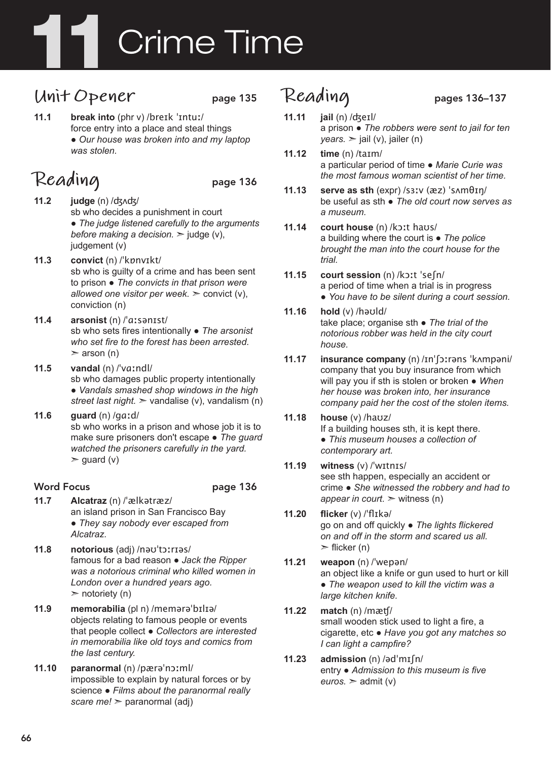# 11 Crime Time

## Unit Opener page 135

**11.1** **break into** (phr v) /breɪk ˈɪntuː/
force entry into a place and steal things ● *Our house was broken into and my laptop was stolen.*

## Reading page 136

**11.2** **judge** (n) /ʤʌʤ/
sb who decides a punishment in court ● *The judge listened carefully to the arguments before making a decision.* ➢ judge (v), judgement (v)

**11.3** **convict** (n) /ˈkɒnvɪkt/
sb who is guilty of a crime and has been sent to prison ● *The convicts in that prison were allowed one visitor per week.* ➢ convict (v), conviction (n)

**11.4** **arsonist** (n) /ˈɑːsənɪst/
sb who sets fires intentionally ● *The arsonist who set fire to the forest has been arrested.* ➢ arson (n)

**11.5** **vandal** (n) /ˈvɑːndl/
sb who damages public property intentionally ● *Vandals smashed shop windows in the high street last night.* ➢ vandalise (v), vandalism (n)

**11.6** **guard** (n) /gɑːd/
sb who works in a prison and whose job it is to make sure prisoners don't escape ● *The guard watched the prisoners carefully in the yard.* ➢ guard (v)

### Word Focus page 136

**11.7** **Alcatraz** (n) /ˈælkətræz/
an island prison in San Francisco Bay ● *They say nobody ever escaped from Alcatraz.*

**11.8** **notorious** (adj) /nəʊˈtɔːrɪəs/
famous for a bad reason ● *Jack the Ripper was a notorious criminal who killed women in London over a hundred years ago.* ➢ notoriety (n)

**11.9** **memorabilia** (pl n) /memərəˈbɪlɪə/
objects relating to famous people or events that people collect ● *Collectors are interested in memorabilia like old toys and comics from the last century.*

**11.10** **paranormal** (n) /pærəˈnɔːml/
impossible to explain by natural forces or by science ● *Films about the paranormal really scare me!* ➢ paranormal (adj)

## Reading pages 136–137

**11.11** **jail** (n) /ʤeɪl/
a prison ● *The robbers were sent to jail for ten years.* ➢ jail (v), jailer (n)

**11.12** **time** (n) /taɪm/
a particular period of time ● *Marie Curie was the most famous woman scientist of her time.*

**11.13** **serve as sth** (expr) /sɜːv (æz) ˈsʌmθɪŋ/
be useful as sth ● *The old court now serves as a museum.*

**11.14** **court house** (n) /kɔːt haʊs/
a building where the court is ● *The police brought the man into the court house for the trial.*

**11.15** **court session** (n) /kɔːt ˈseʃn/
a period of time when a trial is in progress ● *You have to be silent during a court session.*

**11.16** **hold** (v) /həʊld/
take place; organise sth ● *The trial of the notorious robber was held in the city court house.*

**11.17** **insurance company** (n) /ɪnˈʃɔːrəns ˈkʌmpəni/
company that you buy insurance from which will pay you if sth is stolen or broken ● *When her house was broken into, her insurance company paid her the cost of the stolen items.*

**11.18** **house** (v) /haʊz/
If a building houses sth, it is kept there. ● *This museum houses a collection of contemporary art.*

**11.19** **witness** (v) /ˈwɪtnɪs/
see sth happen, especially an accident or crime ● *She witnessed the robbery and had to appear in court.* ➢ witness (n)

**11.20** **flicker** (v) /ˈflɪkə/
go on and off quickly ● *The lights flickered on and off in the storm and scared us all.* ➢ flicker (n)

**11.21** **weapon** (n) /ˈwepən/
an object like a knife or gun used to hurt or kill ● *The weapon used to kill the victim was a large kitchen knife.*

**11.22** **match** (n) /mæʧ/
small wooden stick used to light a fire, a cigarette, etc ● *Have you got any matches so I can light a campfire?*

**11.23** **admission** (n) /ədˈmɪʃn/
entry ● *Admission to this museum is five euros.* ➢ admit (v)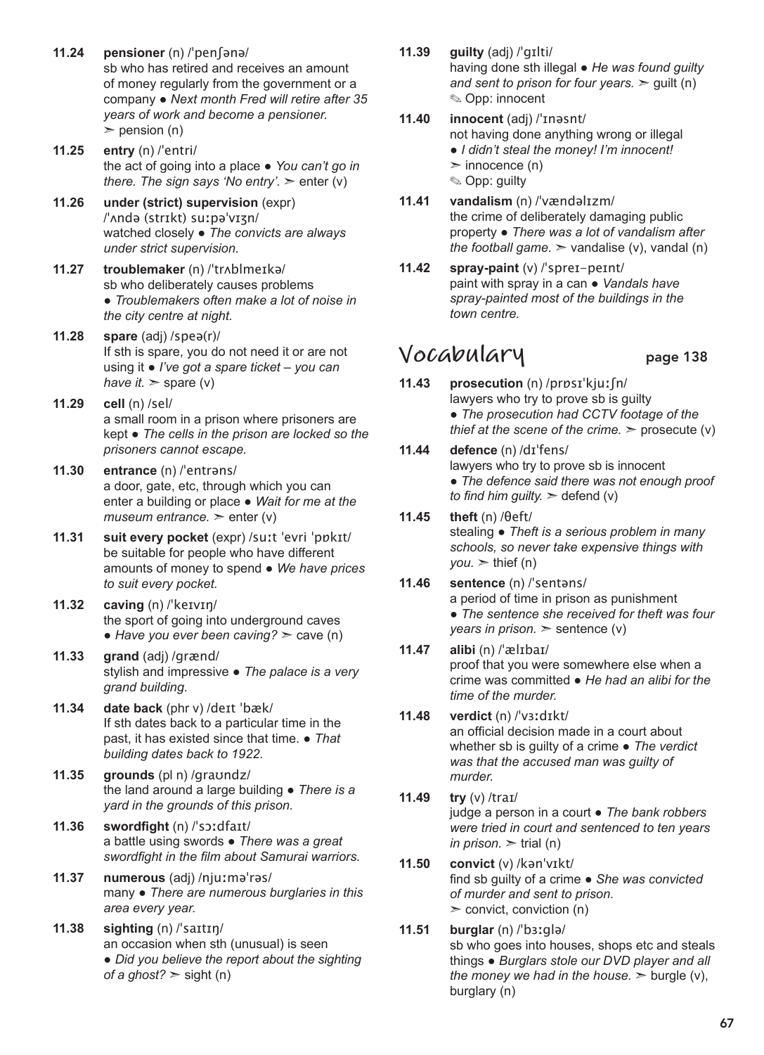**11.24** **pensioner** (n) /ˈpenʃənə/
sb who has retired and receives an amount of money regularly from the government or a company ● *Next month Fred will retire after 35 years of work and become a pensioner.* ➣ pension (n)

**11.25** **entry** (n) /ˈentri/
the act of going into a place ● *You can't go in there. The sign says 'No entry'.* ➣ enter (v)

**11.26** **under (strict) supervision** (expr) /ˈʌndə (strɪkt) suːpəˈvɪʒn/
watched closely ● *The convicts are always under strict supervision.*

**11.27** **troublemaker** (n) /ˈtrʌblmeɪkə/
sb who deliberately causes problems ● *Troublemakers often make a lot of noise in the city centre at night.*

**11.28** **spare** (adj) /speə(r)/
If sth is spare, you do not need it or are not using it ● *I've got a spare ticket – you can have it.* ➣ spare (v)

**11.29** **cell** (n) /sel/
a small room in a prison where prisoners are kept ● *The cells in the prison are locked so the prisoners cannot escape.*

**11.30** **entrance** (n) /ˈentrəns/
a door, gate, etc, through which you can enter a building or place ● *Wait for me at the museum entrance.* ➣ enter (v)

**11.31** **suit every pocket** (expr) /suːt ˈevri ˈpɒkɪt/
be suitable for people who have different amounts of money to spend ● *We have prices to suit every pocket.*

**11.32** **caving** (n) /ˈkeɪvɪŋ/
the sport of going into underground caves ● *Have you ever been caving?* ➣ cave (n)

**11.33** **grand** (adj) /grænd/
stylish and impressive ● *The palace is a very grand building.*

**11.34** **date back** (phr v) /deɪt ˈbæk/
If sth dates back to a particular time in the past, it has existed since that time. ● *That building dates back to 1922.*

**11.35** **grounds** (pl n) /graʊndz/
the land around a large building ● *There is a yard in the grounds of this prison.*

**11.36** **swordfight** (n) /ˈsɔːdfaɪt/
a battle using swords ● *There was a great swordfight in the film about Samurai warriors.*

**11.37** **numerous** (adj) /njuːməˈrəs/
many ● *There are numerous burglaries in this area every year.*

**11.38** **sighting** (n) /ˈsaɪtɪŋ/
an occasion when sth (unusual) is seen ● *Did you believe the report about the sighting of a ghost?* ➣ sight (n)

**11.39** **guilty** (adj) /ˈgɪlti/
having done sth illegal ● *He was found guilty and sent to prison for four years.* ➣ guilt (n)
✎ Opp: innocent

**11.40** **innocent** (adj) /ˈɪnəsnt/
not having done anything wrong or illegal ● *I didn't steal the money! I'm innocent!*
➣ innocence (n)
✎ Opp: guilty

**11.41** **vandalism** (n) /ˈvændəlɪzm/
the crime of deliberately damaging public property ● *There was a lot of vandalism after the football game.* ➣ vandalise (v), vandal (n)

**11.42** **spray-paint** (v) /ˈspreɪ-peɪnt/
paint with spray in a can ● *Vandals have spray-painted most of the buildings in the town centre.*

## Vocabulary page 138

**11.43** **prosecution** (n) /prɒsɪˈkjuːʃn/
lawyers who try to prove sb is guilty ● *The prosecution had CCTV footage of the thief at the scene of the crime.* ➣ prosecute (v)

**11.44** **defence** (n) /dɪˈfens/
lawyers who try to prove sb is innocent ● *The defence said there was not enough proof to find him guilty.* ➣ defend (v)

**11.45** **theft** (n) /θeft/
stealing ● *Theft is a serious problem in many schools, so never take expensive things with you.* ➣ thief (n)

**11.46** **sentence** (n) /ˈsentəns/
a period of time in prison as punishment ● *The sentence she received for theft was four years in prison.* ➣ sentence (v)

**11.47** **alibi** (n) /ˈælɪbaɪ/
proof that you were somewhere else when a crime was committed ● *He had an alibi for the time of the murder.*

**11.48** **verdict** (n) /ˈvɜːdɪkt/
an official decision made in a court about whether sb is guilty of a crime ● *The verdict was that the accused man was guilty of murder.*

**11.49** **try** (v) /traɪ/
judge a person in a court ● *The bank robbers were tried in court and sentenced to ten years in prison.* ➣ trial (n)

**11.50** **convict** (v) /kənˈvɪkt/
find sb guilty of a crime ● *She was convicted of murder and sent to prison.*
➣ convict, conviction (n)

**11.51** **burglar** (n) /ˈbɜːglə/
sb who goes into houses, shops etc and steals things ● *Burglars stole our DVD player and all the money we had in the house.* ➣ burgle (v), burglary (n)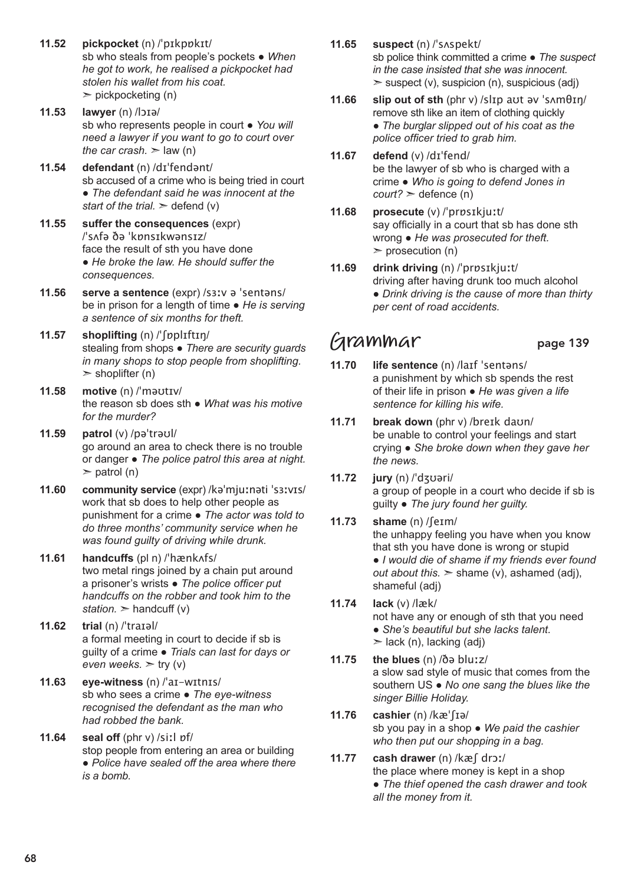**11.52** **pickpocket** (n) /ˈpɪkpɒkɪt/
sb who steals from people's pockets ● *When he got to work, he realised a pickpocket had stolen his wallet from his coat.*
➣ pickpocketing (n)

**11.53** **lawyer** (n) /lɔɪə/
sb who represents people in court ● *You will need a lawyer if you want to go to court over the car crash.* ➣ law (n)

**11.54** **defendant** (n) /dɪˈfendənt/
sb accused of a crime who is being tried in court ● *The defendant said he was innocent at the start of the trial.* ➣ defend (v)

**11.55** **suffer the consequences** (expr) /ˈsʌfə ðə ˈkɒnsɪkwənsɪz/
face the result of sth you have done ● *He broke the law. He should suffer the consequences.*

**11.56** **serve a sentence** (expr) /sɜːv ə ˈsentəns/
be in prison for a length of time ● *He is serving a sentence of six months for theft.*

**11.57** **shoplifting** (n) /ˈʃɒplɪftɪŋ/
stealing from shops ● *There are security guards in many shops to stop people from shoplifting.*
➣ shoplifter (n)

**11.58** **motive** (n) /ˈməʊtɪv/
the reason sb does sth ● *What was his motive for the murder?*

**11.59** **patrol** (v) /pəˈtrəʊl/
go around an area to check there is no trouble or danger ● *The police patrol this area at night.*
➣ patrol (n)

**11.60** **community service** (expr) /kəˈmjuːnəti ˈsɜːvɪs/
work that sb does to help other people as punishment for a crime ● *The actor was told to do three months' community service when he was found guilty of driving while drunk.*

**11.61** **handcuffs** (pl n) /ˈhænkʌfs/
two metal rings joined by a chain put around a prisoner's wrists ● *The police officer put handcuffs on the robber and took him to the station.* ➣ handcuff (v)

**11.62** **trial** (n) /ˈtraɪəl/
a formal meeting in court to decide if sb is guilty of a crime ● *Trials can last for days or even weeks.* ➣ try (v)

**11.63** **eye-witness** (n) /ˈaɪ–wɪtnɪs/
sb who sees a crime ● *The eye-witness recognised the defendant as the man who had robbed the bank.*

**11.64** **seal off** (phr v) /siːl ɒf/
stop people from entering an area or building ● *Police have sealed off the area where there is a bomb.*

**11.65** **suspect** (n) /ˈsʌspekt/
sb police think committed a crime ● *The suspect in the case insisted that she was innocent.*
➣ suspect (v), suspicion (n), suspicious (adj)

**11.66** **slip out of sth** (phr v) /slɪp aʊt əv ˈsʌmθɪŋ/
remove sth like an item of clothing quickly ● *The burglar slipped out of his coat as the police officer tried to grab him.*

**11.67** **defend** (v) /dɪˈfend/
be the lawyer of sb who is charged with a crime ● *Who is going to defend Jones in court?* ➣ defence (n)

**11.68** **prosecute** (v) /ˈprɒsɪkjuːt/
say officially in a court that sb has done sth wrong ● *He was prosecuted for theft.*
➣ prosecution (n)

**11.69** **drink driving** (n) /ˈprɒsɪkjuːt/
driving after having drunk too much alcohol ● *Drink driving is the cause of more than thirty per cent of road accidents.*

## Grammar page 139

**11.70** **life sentence** (n) /laɪf ˈsentəns/
a punishment by which sb spends the rest of their life in prison ● *He was given a life sentence for killing his wife.*

**11.71** **break down** (phr v) /breɪk daʊn/
be unable to control your feelings and start crying ● *She broke down when they gave her the news.*

**11.72** **jury** (n) /ˈdʒʊəri/
a group of people in a court who decide if sb is guilty ● *The jury found her guilty.*

**11.73** **shame** (n) /ʃeɪm/
the unhappy feeling you have when you know that sth you have done is wrong or stupid ● *I would die of shame if my friends ever found out about this.* ➣ shame (v), ashamed (adj), shameful (adj)

**11.74** **lack** (v) /læk/
not have any or enough of sth that you need ● *She's beautiful but she lacks talent.*
➣ lack (n), lacking (adj)

**11.75** **the blues** (n) /ðə bluːz/
a slow sad style of music that comes from the southern US ● *No one sang the blues like the singer Billie Holiday.*

**11.76** **cashier** (n) /kæˈʃɪə/
sb you pay in a shop ● *We paid the cashier who then put our shopping in a bag.*

**11.77** **cash drawer** (n) /kæʃ drɔː/
the place where money is kept in a shop ● *The thief opened the cash drawer and took all the money from it.*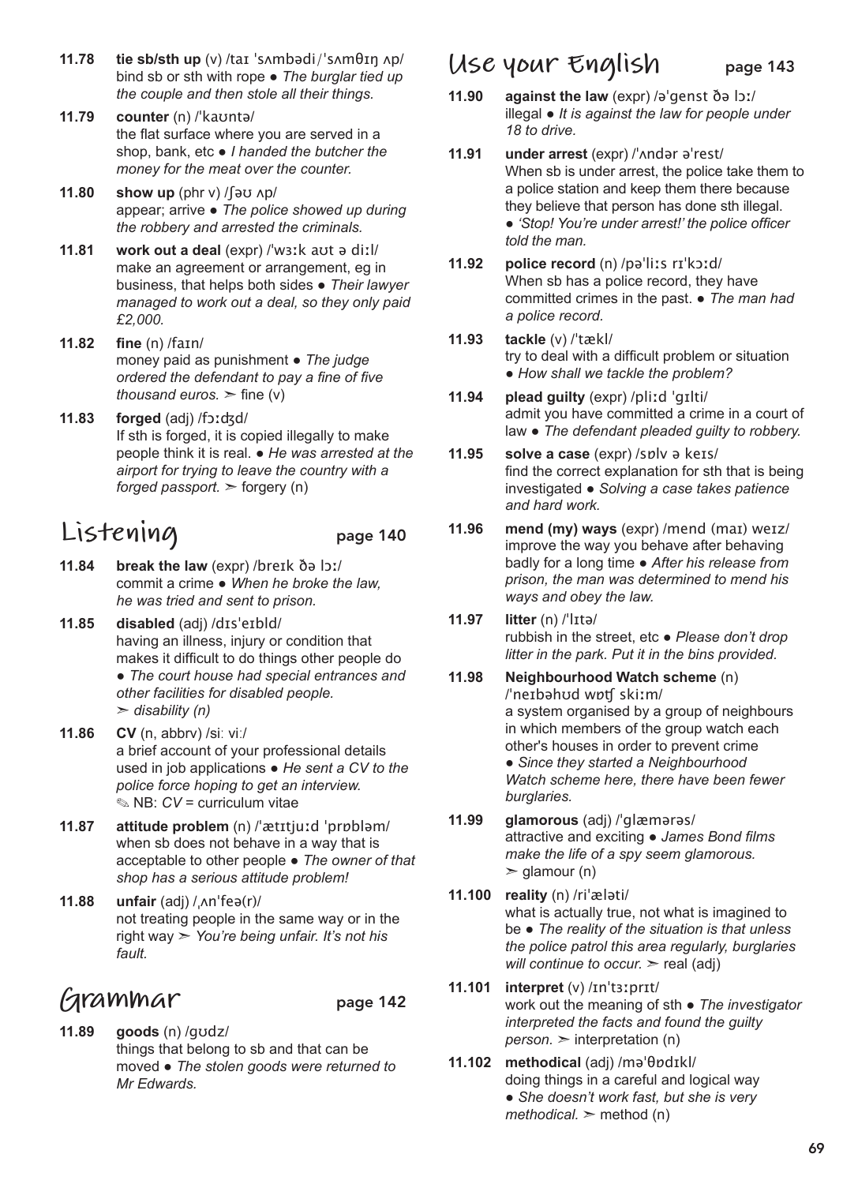**11.78** **tie sb/sth up** (v) /taɪ 'sʌmbədi/'sʌmθɪŋ ʌp/
bind sb or sth with rope ● *The burglar tied up the couple and then stole all their things.*

**11.79** **counter** (n) /'kaʊntə/
the flat surface where you are served in a shop, bank, etc ● *I handed the butcher the money for the meat over the counter.*

**11.80** **show up** (phr v) /ʃəʊ ʌp/
appear; arrive ● *The police showed up during the robbery and arrested the criminals.*

**11.81** **work out a deal** (expr) /'wɜːk aʊt ə diːl/
make an agreement or arrangement, eg in business, that helps both sides ● *Their lawyer managed to work out a deal, so they only paid £2,000.*

**11.82** **fine** (n) /faɪn/
money paid as punishment ● *The judge ordered the defendant to pay a fine of five thousand euros.* ➣ fine (v)

**11.83** **forged** (adj) /fɔːdʒd/
If sth is forged, it is copied illegally to make people think it is real. ● *He was arrested at the airport for trying to leave the country with a forged passport.* ➣ forgery (n)

## Listening page 140

**11.84** **break the law** (expr) /breɪk ðə lɔː/
commit a crime ● *When he broke the law, he was tried and sent to prison.*

**11.85** **disabled** (adj) /dɪs'eɪbld/
having an illness, injury or condition that makes it difficult to do things other people do ● *The court house had special entrances and other facilities for disabled people.* ➣ *disability (n)*

**11.86** **CV** (n, abbrv) /siː viː/
a brief account of your professional details used in job applications ● *He sent a CV to the police force hoping to get an interview.*
✎ NB: *CV* = curriculum vitae

**11.87** **attitude problem** (n) /'ætɪtjuːd 'prɒbləm/
when sb does not behave in a way that is acceptable to other people ● *The owner of that shop has a serious attitude problem!*

**11.88** **unfair** (adj) /ˌʌn'feə(r)/
not treating people in the same way or in the right way ➣ *You're being unfair. It's not his fault.*

## Grammar page 142

**11.89** **goods** (n) /gʊdz/
things that belong to sb and that can be moved ● *The stolen goods were returned to Mr Edwards.*

## Use your English page 143

**11.90** **against the law** (expr) /ə'genst ðə lɔː/
illegal ● *It is against the law for people under 18 to drive.*

**11.91** **under arrest** (expr) /'ʌndər ə'rest/
When sb is under arrest, the police take them to a police station and keep them there because they believe that person has done sth illegal. ● *'Stop! You're under arrest!' the police officer told the man.*

**11.92** **police record** (n) /pə'liːs rɪ'kɔːd/
When sb has a police record, they have committed crimes in the past. ● *The man had a police record.*

**11.93** **tackle** (v) /'tækl/
try to deal with a difficult problem or situation ● *How shall we tackle the problem?*

**11.94** **plead guilty** (expr) /pliːd 'gɪlti/
admit you have committed a crime in a court of law ● *The defendant pleaded guilty to robbery.*

**11.95** **solve a case** (expr) /sɒlv ə keɪs/
find the correct explanation for sth that is being investigated ● *Solving a case takes patience and hard work.*

**11.96** **mend (my) ways** (expr) /mend (maɪ) weɪz/
improve the way you behave after behaving badly for a long time ● *After his release from prison, the man was determined to mend his ways and obey the law.*

**11.97** **litter** (n) /'lɪtə/
rubbish in the street, etc ● *Please don't drop litter in the park. Put it in the bins provided.*

**11.98** **Neighbourhood Watch scheme** (n) /'neɪbəhʊd wɒtʃ skiːm/
a system organised by a group of neighbours in which members of the group watch each other's houses in order to prevent crime ● *Since they started a Neighbourhood Watch scheme here, there have been fewer burglaries.*

**11.99** **glamorous** (adj) /'glæmərəs/
attractive and exciting ● *James Bond films make the life of a spy seem glamorous.* ➣ glamour (n)

**11.100** **reality** (n) /ri'æləti/
what is actually true, not what is imagined to be ● *The reality of the situation is that unless the police patrol this area regularly, burglaries will continue to occur.* ➣ real (adj)

**11.101** **interpret** (v) /ɪn'tɜːprɪt/
work out the meaning of sth ● *The investigator interpreted the facts and found the guilty person.* ➣ interpretation (n)

**11.102** **methodical** (adj) /mə'θɒdɪkl/
doing things in a careful and logical way ● *She doesn't work fast, but she is very methodical.* ➣ method (n)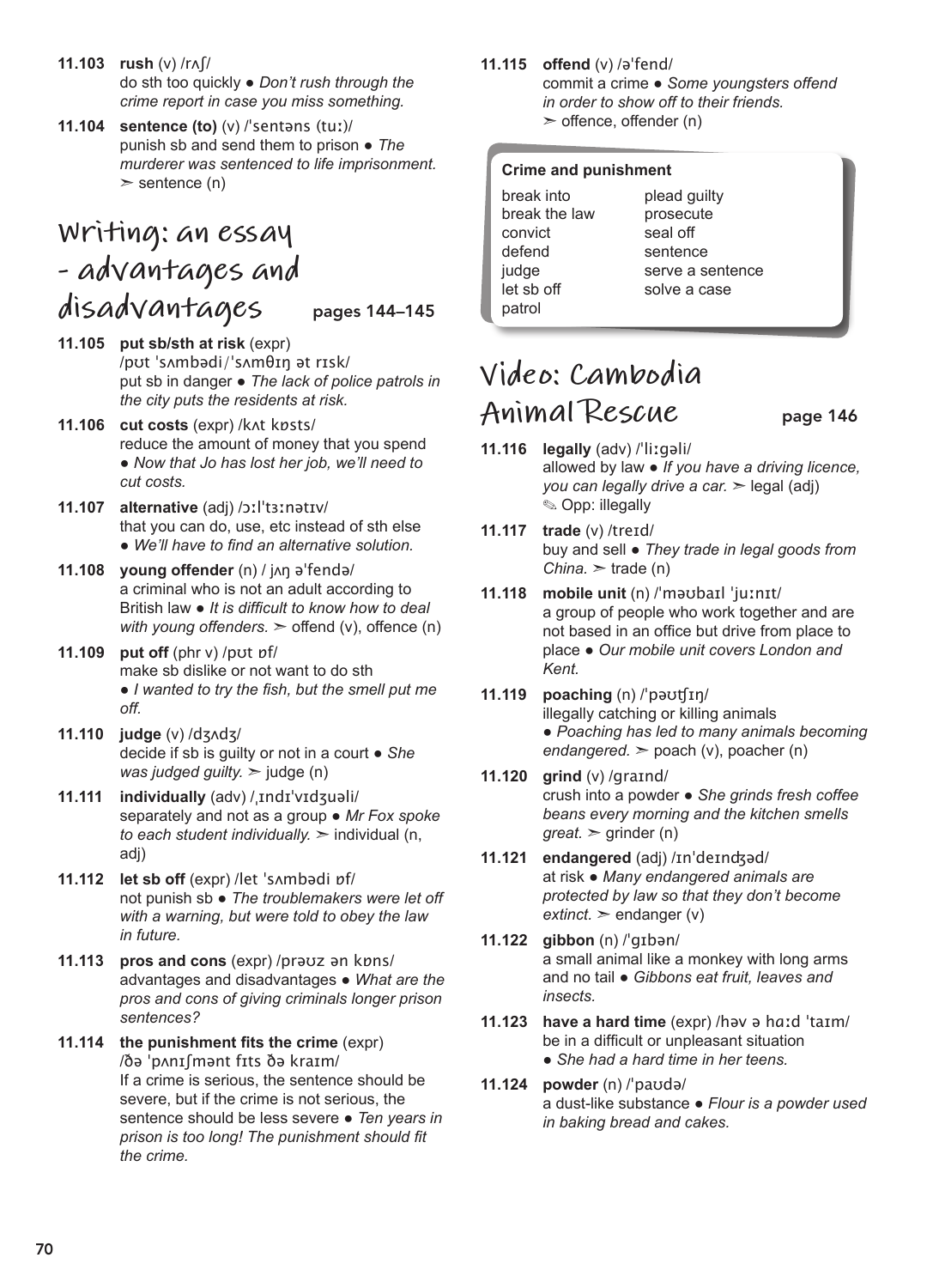**11.103** **rush** (v) /rʌʃ/
do sth too quickly ● *Don't rush through the crime report in case you miss something.*

**11.104** **sentence (to)** (v) /ˈsentəns (tuː)/
punish sb and send them to prison ● *The murderer was sentenced to life imprisonment.* ➣ sentence (n)

## Writing: an essay - advantages and disadvantages pages 144–145

**11.105** **put sb/sth at risk** (expr) /pʊt ˈsʌmbədi/ˈsʌmθɪŋ ət rɪsk/
put sb in danger ● *The lack of police patrols in the city puts the residents at risk.*

**11.106** **cut costs** (expr) /kʌt kɒsts/
reduce the amount of money that you spend ● *Now that Jo has lost her job, we'll need to cut costs.*

**11.107** **alternative** (adj) /ɔːlˈtɜːnətɪv/
that you can do, use, etc instead of sth else ● *We'll have to find an alternative solution.*

**11.108** **young offender** (n) / jʌŋ əˈfendə/
a criminal who is not an adult according to British law ● *It is difficult to know how to deal with young offenders.* ➣ offend (v), offence (n)

**11.109** **put off** (phr v) /pʊt ɒf/
make sb dislike or not want to do sth ● *I wanted to try the fish, but the smell put me off.*

**11.110** **judge** (v) /dʒʌdʒ/
decide if sb is guilty or not in a court ● *She was judged guilty.* ➣ judge (n)

**11.111** **individually** (adv) /ˌɪndɪˈvɪdʒuəli/
separately and not as a group ● *Mr Fox spoke to each student individually.* ➣ individual (n, adj)

**11.112** **let sb off** (expr) /let ˈsʌmbədi ɒf/
not punish sb ● *The troublemakers were let off with a warning, but were told to obey the law in future.*

**11.113** **pros and cons** (expr) /prəʊz ən kɒns/
advantages and disadvantages ● *What are the pros and cons of giving criminals longer prison sentences?*

**11.114** **the punishment fits the crime** (expr) /ðə ˈpʌnɪʃmənt fɪts ðə kraɪm/
If a crime is serious, the sentence should be severe, but if the crime is not serious, the sentence should be less severe ● *Ten years in prison is too long! The punishment should fit the crime.*

**11.115** **offend** (v) /əˈfend/
commit a crime ● *Some youngsters offend in order to show off to their friends.* ➣ offence, offender (n)

**Crime and punishment**

| | |
|---|---|
| break into | plead guilty |
| break the law | prosecute |
| convict | seal off |
| defend | sentence |
| judge | serve a sentence |
| let sb off | solve a case |
| patrol | |

## Video: Cambodia Animal Rescue page 146

**11.116** **legally** (adv) /ˈliːɡəli/
allowed by law ● *If you have a driving licence, you can legally drive a car.* ➣ legal (adj) ✎ Opp: illegally

**11.117** **trade** (v) /treɪd/
buy and sell ● *They trade in legal goods from China.* ➣ trade (n)

**11.118** **mobile unit** (n) /ˈməʊbaɪl ˈjuːnɪt/
a group of people who work together and are not based in an office but drive from place to place ● *Our mobile unit covers London and Kent.*

**11.119** **poaching** (n) /ˈpəʊtʃɪŋ/
illegally catching or killing animals ● *Poaching has led to many animals becoming endangered.* ➣ poach (v), poacher (n)

**11.120** **grind** (v) /ɡraɪnd/
crush into a powder ● *She grinds fresh coffee beans every morning and the kitchen smells great.* ➣ grinder (n)

**11.121** **endangered** (adj) /ɪnˈdeɪndʒəd/
at risk ● *Many endangered animals are protected by law so that they don't become extinct.* ➣ endanger (v)

**11.122** **gibbon** (n) /ˈɡɪbən/
a small animal like a monkey with long arms and no tail ● *Gibbons eat fruit, leaves and insects.*

**11.123** **have a hard time** (expr) /həv ə hɑːd ˈtaɪm/
be in a difficult or unpleasant situation ● *She had a hard time in her teens.*

**11.124** **powder** (n) /ˈpaʊdə/
a dust-like substance ● *Flour is a powder used in baking bread and cakes.*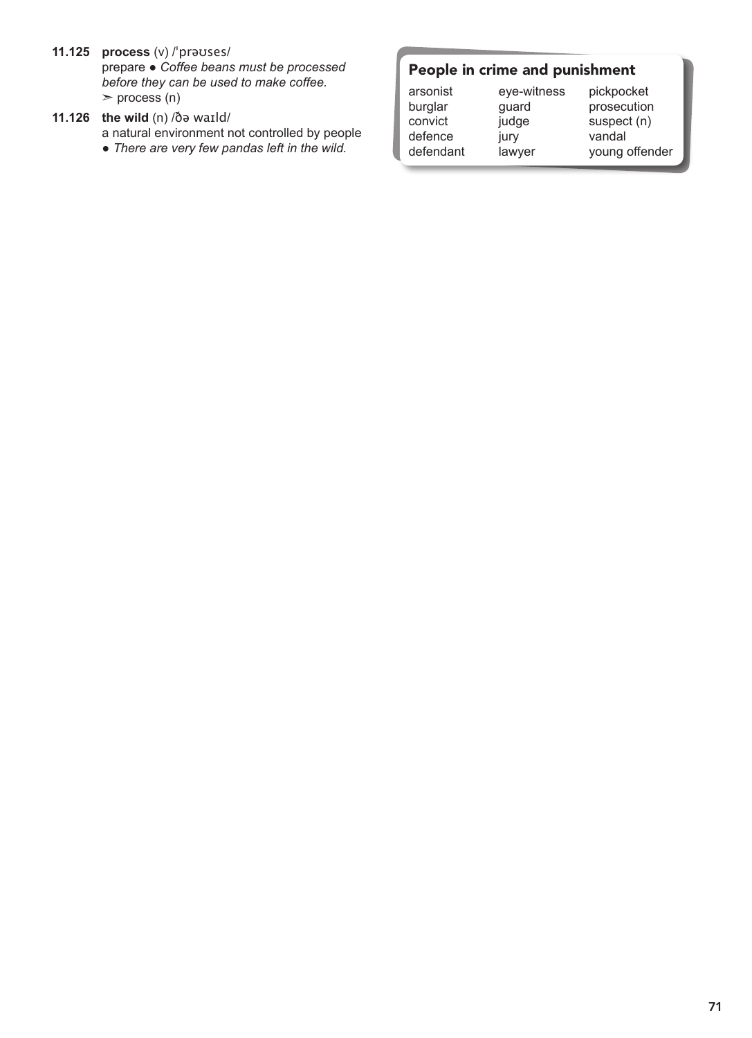**11.125 process** (v) /ˈprəʊses/
prepare ● *Coffee beans must be processed before they can be used to make coffee.*
➣ process (n)

**11.126 the wild** (n) /ðə waɪld/
a natural environment not controlled by people
● *There are very few pandas left in the wild.*

## People in crime and punishment

| | | |
|---|---|---|
| arsonist | eye-witness | pickpocket |
| burglar | guard | prosecution |
| convict | judge | suspect (n) |
| defence | jury | vandal |
| defendant | lawyer | young offender |